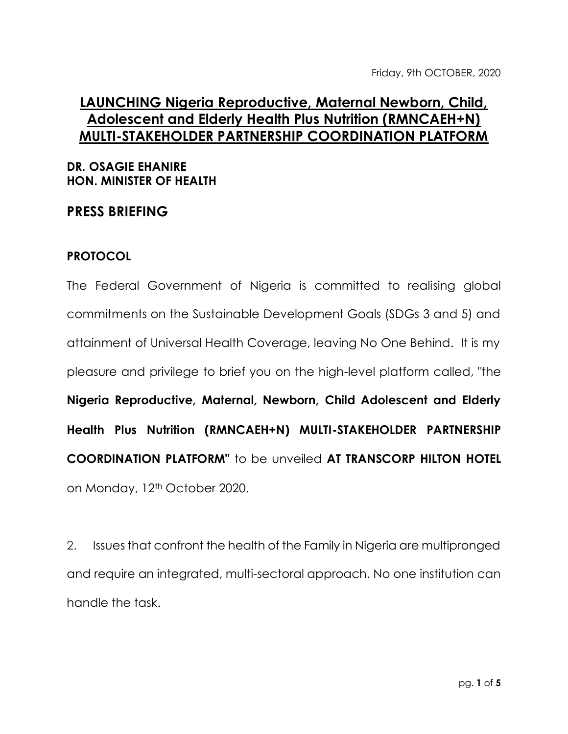Friday, 9th OCTOBER, 2020

# LAUNCHING Nigeria Reproductive, Maternal Newborn, Child, Adolescent and Elderly Health Plus Nutrition (RMNCAEH+N) MULTI-STAKEHOLDER PARTNERSHIP COORDINATION PLATFORM

**DR. OSAGIE EHANIRE**
**HON. MINISTER OF HEALTH**

## PRESS BRIEFING

### PROTOCOL

The Federal Government of Nigeria is committed to realising global commitments on the Sustainable Development Goals (SDGs 3 and 5) and attainment of Universal Health Coverage, leaving No One Behind. It is my pleasure and privilege to brief you on the high-level platform called, "the **Nigeria Reproductive, Maternal, Newborn, Child Adolescent and Elderly Health Plus Nutrition (RMNCAEH+N) MULTI-STAKEHOLDER PARTNERSHIP COORDINATION PLATFORM"** to be unveiled **AT TRANSCORP HILTON HOTEL** on Monday, 12th October 2020.

2. Issues that confront the health of the Family in Nigeria are multipronged and require an integrated, multi-sectoral approach. No one institution can handle the task.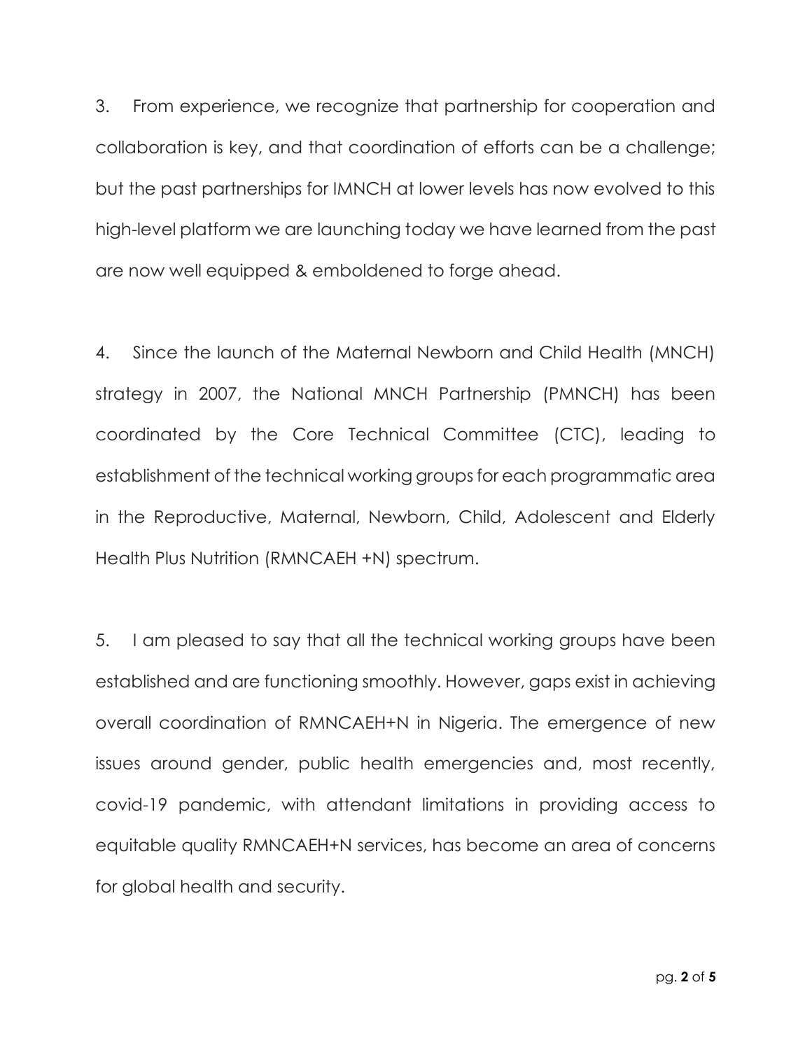3. From experience, we recognize that partnership for cooperation and collaboration is key, and that coordination of efforts can be a challenge; but the past partnerships for IMNCH at lower levels has now evolved to this high-level platform we are launching today we have learned from the past are now well equipped & emboldened to forge ahead.

4. Since the launch of the Maternal Newborn and Child Health (MNCH) strategy in 2007, the National MNCH Partnership (PMNCH) has been coordinated by the Core Technical Committee (CTC), leading to establishment of the technical working groups for each programmatic area in the Reproductive, Maternal, Newborn, Child, Adolescent and Elderly Health Plus Nutrition (RMNCAEH +N) spectrum.

5. I am pleased to say that all the technical working groups have been established and are functioning smoothly. However, gaps exist in achieving overall coordination of RMNCAEH+N in Nigeria. The emergence of new issues around gender, public health emergencies and, most recently, covid-19 pandemic, with attendant limitations in providing access to equitable quality RMNCAEH+N services, has become an area of concerns for global health and security.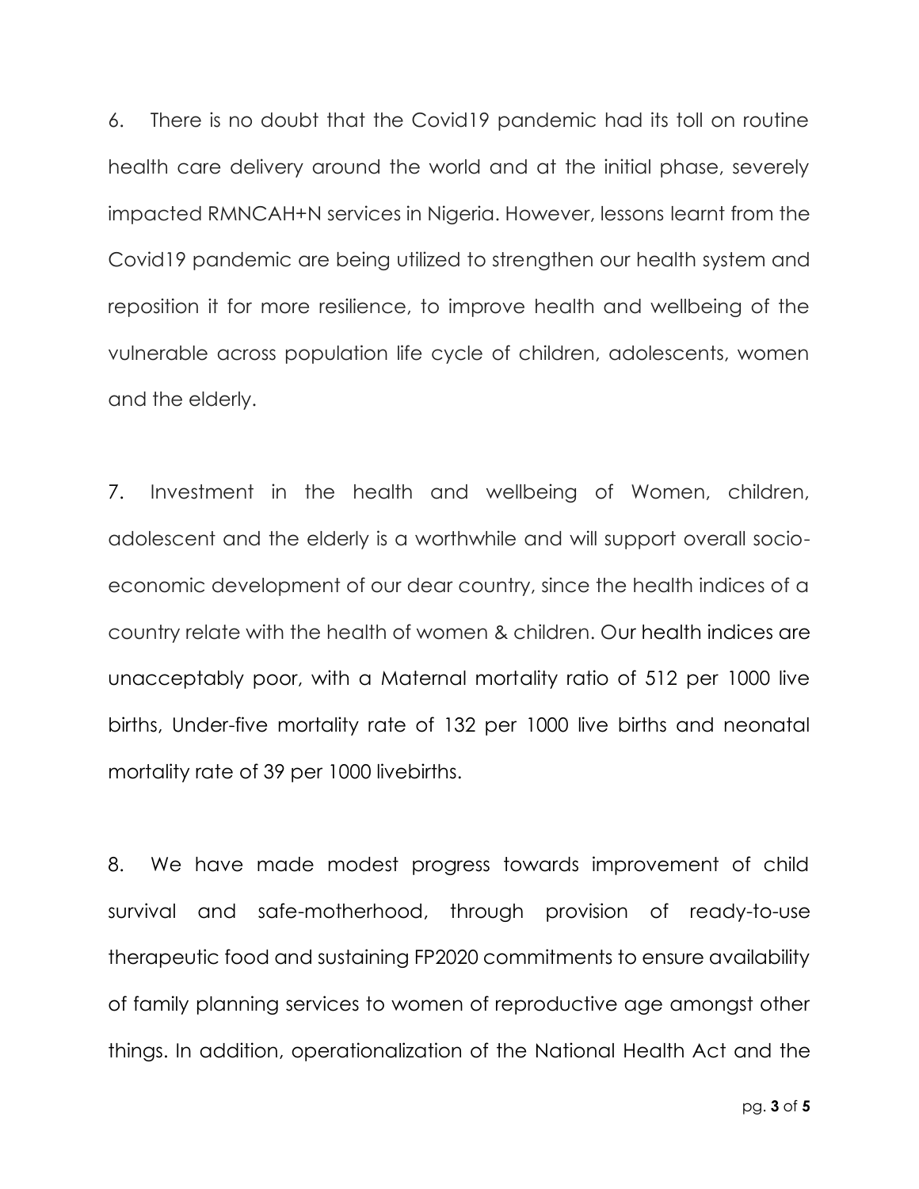6. There is no doubt that the Covid19 pandemic had its toll on routine health care delivery around the world and at the initial phase, severely impacted RMNCAH+N services in Nigeria. However, lessons learnt from the Covid19 pandemic are being utilized to strengthen our health system and reposition it for more resilience, to improve health and wellbeing of the vulnerable across population life cycle of children, adolescents, women and the elderly.

7. Investment in the health and wellbeing of Women, children, adolescent and the elderly is a worthwhile and will support overall socio-economic development of our dear country, since the health indices of a country relate with the health of women & children. Our health indices are unacceptably poor, with a Maternal mortality ratio of 512 per 1000 live births, Under-five mortality rate of 132 per 1000 live births and neonatal mortality rate of 39 per 1000 livebirths.

8. We have made modest progress towards improvement of child survival and safe-motherhood, through provision of ready-to-use therapeutic food and sustaining FP2020 commitments to ensure availability of family planning services to women of reproductive age amongst other things. In addition, operationalization of the National Health Act and the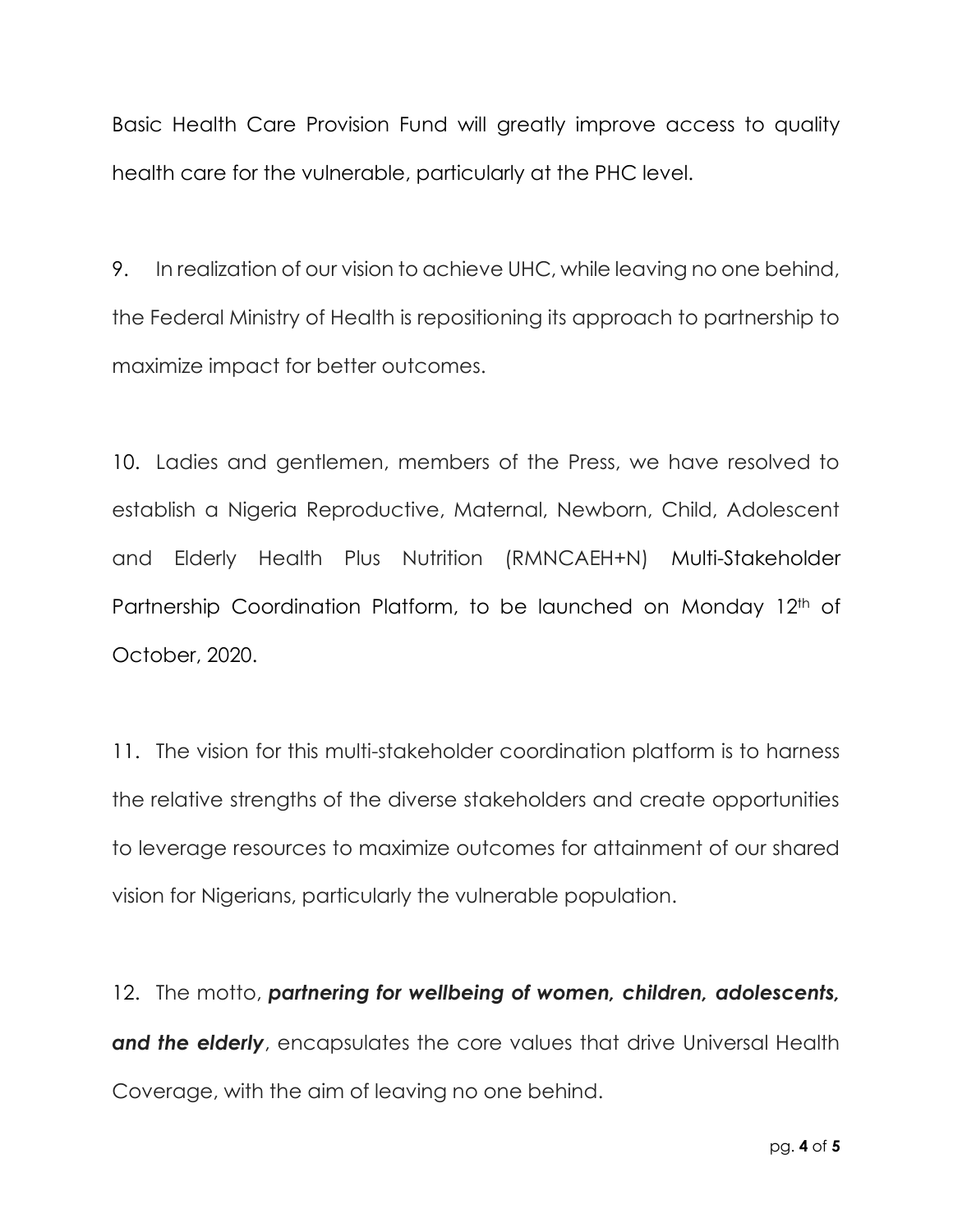Basic Health Care Provision Fund will greatly improve access to quality health care for the vulnerable, particularly at the PHC level.

9. In realization of our vision to achieve UHC, while leaving no one behind, the Federal Ministry of Health is repositioning its approach to partnership to maximize impact for better outcomes.

10. Ladies and gentlemen, members of the Press, we have resolved to establish a Nigeria Reproductive, Maternal, Newborn, Child, Adolescent and Elderly Health Plus Nutrition (RMNCAEH+N) Multi-Stakeholder Partnership Coordination Platform, to be launched on Monday 12th of October, 2020.

11. The vision for this multi-stakeholder coordination platform is to harness the relative strengths of the diverse stakeholders and create opportunities to leverage resources to maximize outcomes for attainment of our shared vision for Nigerians, particularly the vulnerable population.

12. The motto, ***partnering for wellbeing of women, children, adolescents, and the elderly***, encapsulates the core values that drive Universal Health Coverage, with the aim of leaving no one behind.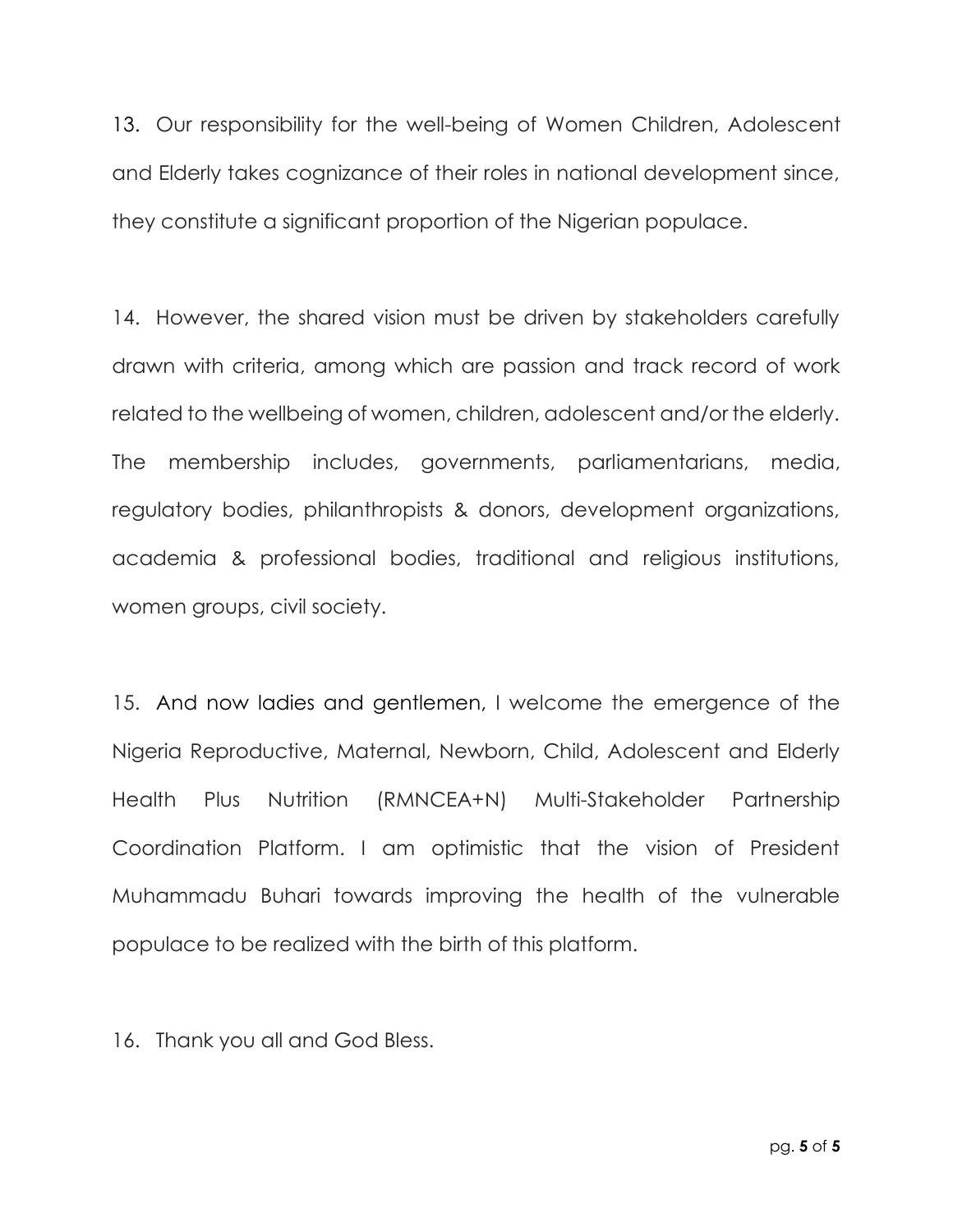13. Our responsibility for the well-being of Women Children, Adolescent and Elderly takes cognizance of their roles in national development since, they constitute a significant proportion of the Nigerian populace.

14. However, the shared vision must be driven by stakeholders carefully drawn with criteria, among which are passion and track record of work related to the wellbeing of women, children, adolescent and/or the elderly. The membership includes, governments, parliamentarians, media, regulatory bodies, philanthropists & donors, development organizations, academia & professional bodies, traditional and religious institutions, women groups, civil society.

15. And now ladies and gentlemen, I welcome the emergence of the Nigeria Reproductive, Maternal, Newborn, Child, Adolescent and Elderly Health Plus Nutrition (RMNCEA+N) Multi-Stakeholder Partnership Coordination Platform. I am optimistic that the vision of President Muhammadu Buhari towards improving the health of the vulnerable populace to be realized with the birth of this platform.

16. Thank you all and God Bless.